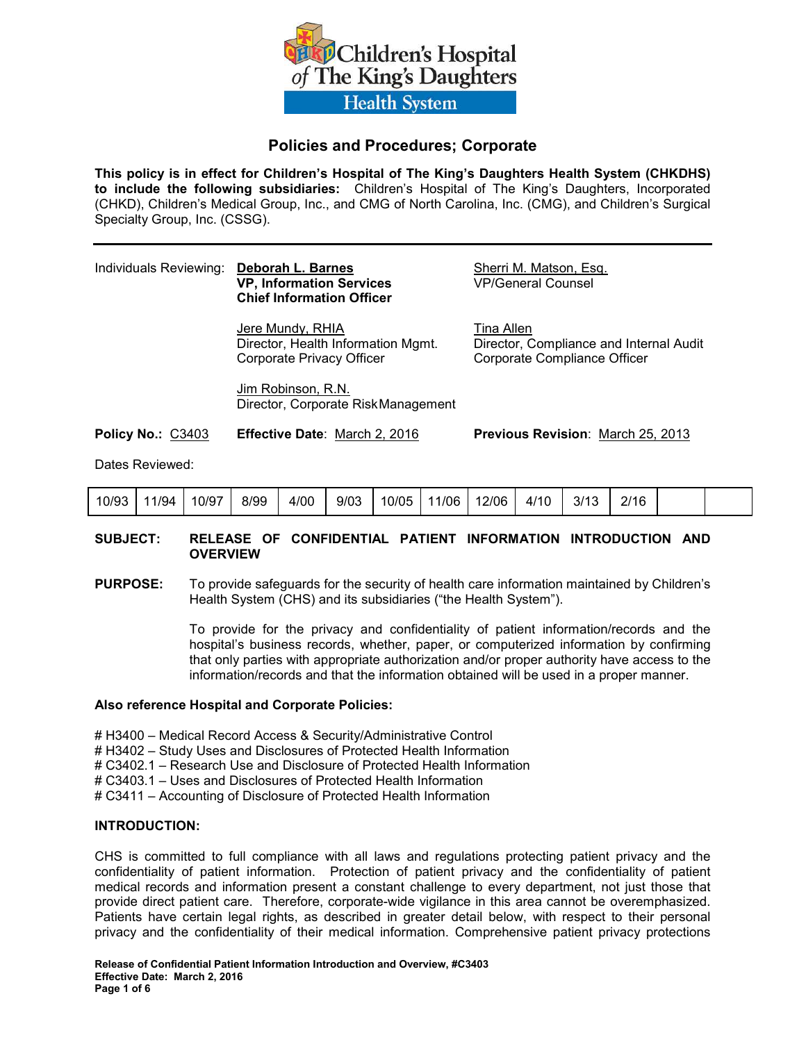Children's Hospital of The King's Daughters Health System

## Policies and Procedures; Corporate

**This policy is in effect for Children's Hospital of The King's Daughters Health System (CHKDHS) to include the following subsidiaries:** Children's Hospital of The King's Daughters, Incorporated (CHKD), Children's Medical Group, Inc., and CMG of North Carolina, Inc. (CMG), and Children's Surgical Specialty Group, Inc. (CSSG).

---

Individuals Reviewing:

**Deborah L. Barnes**
**VP, Information Services**
**Chief Information Officer**

Sherri M. Matson, Esq.
VP/General Counsel

Jere Mundy, RHIA
Director, Health Information Mgmt.
Corporate Privacy Officer

Tina Allen
Director, Compliance and Internal Audit
Corporate Compliance Officer

Jim Robinson, R.N.
Director, Corporate Risk Management

**Policy No.:** C3403 **Effective Date**: March 2, 2016 **Previous Revision**: March 25, 2013

Dates Reviewed:

| 10/93 | 11/94 | 10/97 | 8/99 | 4/00 | 9/03 | 10/05 | 11/06 | 12/06 | 4/10 | 3/13 | 2/16 | | |
|---|---|---|---|---|---|---|---|---|---|---|---|---|---|

**SUBJECT:** **RELEASE OF CONFIDENTIAL PATIENT INFORMATION INTRODUCTION AND OVERVIEW**

**PURPOSE:** To provide safeguards for the security of health care information maintained by Children's Health System (CHS) and its subsidiaries ("the Health System").

To provide for the privacy and confidentiality of patient information/records and the hospital's business records, whether, paper, or computerized information by confirming that only parties with appropriate authorization and/or proper authority have access to the information/records and that the information obtained will be used in a proper manner.

**Also reference Hospital and Corporate Policies:**

# H3400 – Medical Record Access & Security/Administrative Control
# H3402 – Study Uses and Disclosures of Protected Health Information
# C3402.1 – Research Use and Disclosure of Protected Health Information
# C3403.1 – Uses and Disclosures of Protected Health Information
# C3411 – Accounting of Disclosure of Protected Health Information

**INTRODUCTION:**

CHS is committed to full compliance with all laws and regulations protecting patient privacy and the confidentiality of patient information. Protection of patient privacy and the confidentiality of patient medical records and information present a constant challenge to every department, not just those that provide direct patient care. Therefore, corporate-wide vigilance in this area cannot be overemphasized. Patients have certain legal rights, as described in greater detail below, with respect to their personal privacy and the confidentiality of their medical information. Comprehensive patient privacy protections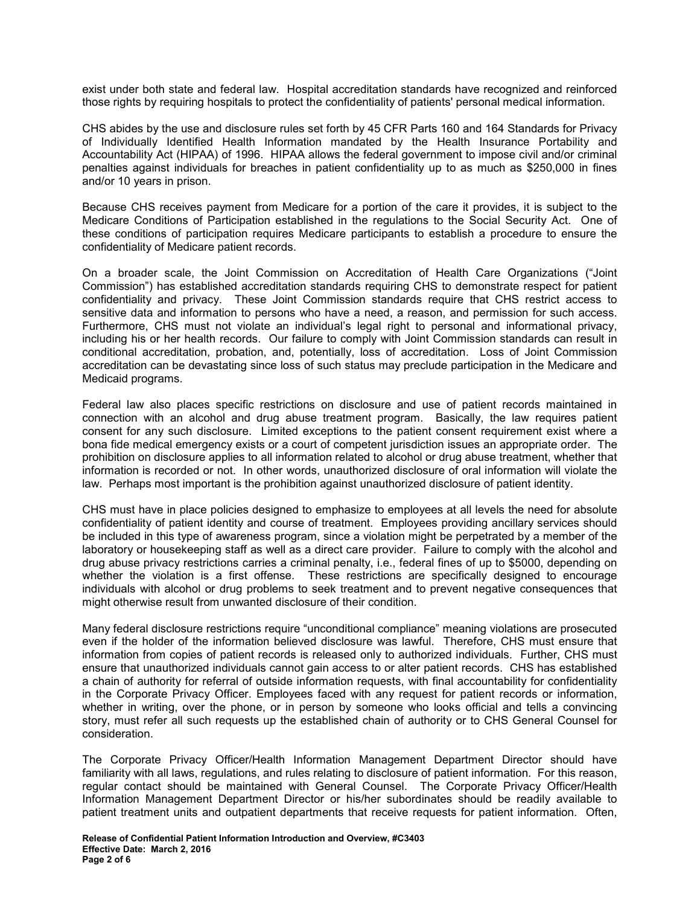exist under both state and federal law. Hospital accreditation standards have recognized and reinforced those rights by requiring hospitals to protect the confidentiality of patients' personal medical information.

CHS abides by the use and disclosure rules set forth by 45 CFR Parts 160 and 164 Standards for Privacy of Individually Identified Health Information mandated by the Health Insurance Portability and Accountability Act (HIPAA) of 1996. HIPAA allows the federal government to impose civil and/or criminal penalties against individuals for breaches in patient confidentiality up to as much as $250,000 in fines and/or 10 years in prison.

Because CHS receives payment from Medicare for a portion of the care it provides, it is subject to the Medicare Conditions of Participation established in the regulations to the Social Security Act. One of these conditions of participation requires Medicare participants to establish a procedure to ensure the confidentiality of Medicare patient records.

On a broader scale, the Joint Commission on Accreditation of Health Care Organizations ("Joint Commission") has established accreditation standards requiring CHS to demonstrate respect for patient confidentiality and privacy. These Joint Commission standards require that CHS restrict access to sensitive data and information to persons who have a need, a reason, and permission for such access. Furthermore, CHS must not violate an individual's legal right to personal and informational privacy, including his or her health records. Our failure to comply with Joint Commission standards can result in conditional accreditation, probation, and, potentially, loss of accreditation. Loss of Joint Commission accreditation can be devastating since loss of such status may preclude participation in the Medicare and Medicaid programs.

Federal law also places specific restrictions on disclosure and use of patient records maintained in connection with an alcohol and drug abuse treatment program. Basically, the law requires patient consent for any such disclosure. Limited exceptions to the patient consent requirement exist where a bona fide medical emergency exists or a court of competent jurisdiction issues an appropriate order. The prohibition on disclosure applies to all information related to alcohol or drug abuse treatment, whether that information is recorded or not. In other words, unauthorized disclosure of oral information will violate the law. Perhaps most important is the prohibition against unauthorized disclosure of patient identity.

CHS must have in place policies designed to emphasize to employees at all levels the need for absolute confidentiality of patient identity and course of treatment. Employees providing ancillary services should be included in this type of awareness program, since a violation might be perpetrated by a member of the laboratory or housekeeping staff as well as a direct care provider. Failure to comply with the alcohol and drug abuse privacy restrictions carries a criminal penalty, i.e., federal fines of up to $5000, depending on whether the violation is a first offense. These restrictions are specifically designed to encourage individuals with alcohol or drug problems to seek treatment and to prevent negative consequences that might otherwise result from unwanted disclosure of their condition.

Many federal disclosure restrictions require "unconditional compliance" meaning violations are prosecuted even if the holder of the information believed disclosure was lawful. Therefore, CHS must ensure that information from copies of patient records is released only to authorized individuals. Further, CHS must ensure that unauthorized individuals cannot gain access to or alter patient records. CHS has established a chain of authority for referral of outside information requests, with final accountability for confidentiality in the Corporate Privacy Officer. Employees faced with any request for patient records or information, whether in writing, over the phone, or in person by someone who looks official and tells a convincing story, must refer all such requests up the established chain of authority or to CHS General Counsel for consideration.

The Corporate Privacy Officer/Health Information Management Department Director should have familiarity with all laws, regulations, and rules relating to disclosure of patient information. For this reason, regular contact should be maintained with General Counsel. The Corporate Privacy Officer/Health Information Management Department Director or his/her subordinates should be readily available to patient treatment units and outpatient departments that receive requests for patient information. Often,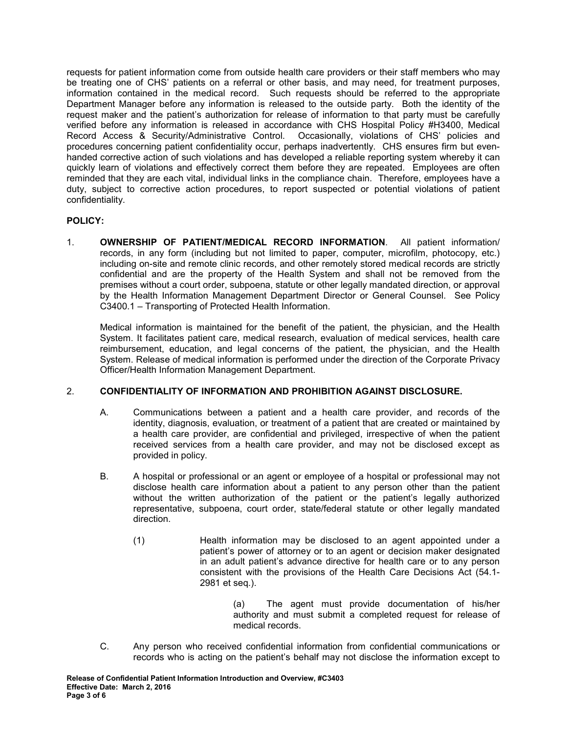requests for patient information come from outside health care providers or their staff members who may be treating one of CHS' patients on a referral or other basis, and may need, for treatment purposes, information contained in the medical record. Such requests should be referred to the appropriate Department Manager before any information is released to the outside party. Both the identity of the request maker and the patient's authorization for release of information to that party must be carefully verified before any information is released in accordance with CHS Hospital Policy #H3400, Medical Record Access & Security/Administrative Control. Occasionally, violations of CHS' policies and procedures concerning patient confidentiality occur, perhaps inadvertently. CHS ensures firm but even-handed corrective action of such violations and has developed a reliable reporting system whereby it can quickly learn of violations and effectively correct them before they are repeated. Employees are often reminded that they are each vital, individual links in the compliance chain. Therefore, employees have a duty, subject to corrective action procedures, to report suspected or potential violations of patient confidentiality.

**POLICY:**

1. **OWNERSHIP OF PATIENT/MEDICAL RECORD INFORMATION**. All patient information/ records, in any form (including but not limited to paper, computer, microfilm, photocopy, etc.) including on-site and remote clinic records, and other remotely stored medical records are strictly confidential and are the property of the Health System and shall not be removed from the premises without a court order, subpoena, statute or other legally mandated direction, or approval by the Health Information Management Department Director or General Counsel. See Policy C3400.1 – Transporting of Protected Health Information.

   Medical information is maintained for the benefit of the patient, the physician, and the Health System. It facilitates patient care, medical research, evaluation of medical services, health care reimbursement, education, and legal concerns of the patient, the physician, and the Health System. Release of medical information is performed under the direction of the Corporate Privacy Officer/Health Information Management Department.

2. **CONFIDENTIALITY OF INFORMATION AND PROHIBITION AGAINST DISCLOSURE.**

   A. Communications between a patient and a health care provider, and records of the identity, diagnosis, evaluation, or treatment of a patient that are created or maintained by a health care provider, are confidential and privileged, irrespective of when the patient received services from a health care provider, and may not be disclosed except as provided in policy.

   B. A hospital or professional or an agent or employee of a hospital or professional may not disclose health care information about a patient to any person other than the patient without the written authorization of the patient or the patient's legally authorized representative, subpoena, court order, state/federal statute or other legally mandated direction.

      (1) Health information may be disclosed to an agent appointed under a patient's power of attorney or to an agent or decision maker designated in an adult patient's advance directive for health care or to any person consistent with the provisions of the Health Care Decisions Act (54.1-2981 et seq.).

         (a) The agent must provide documentation of his/her authority and must submit a completed request for release of medical records.

   C. Any person who received confidential information from confidential communications or records who is acting on the patient's behalf may not disclose the information except to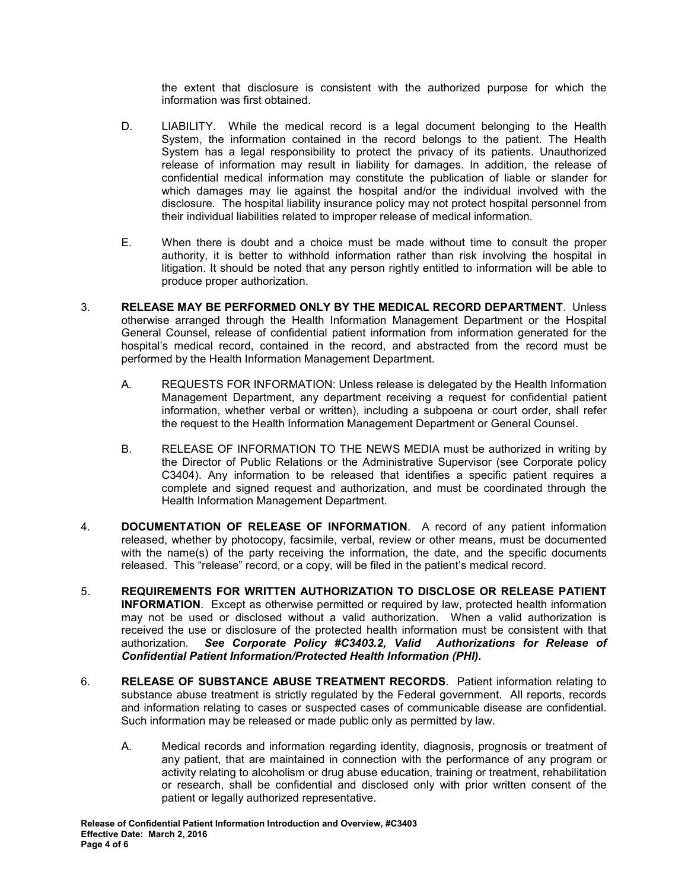the extent that disclosure is consistent with the authorized purpose for which the information was first obtained.

D. LIABILITY. While the medical record is a legal document belonging to the Health System, the information contained in the record belongs to the patient. The Health System has a legal responsibility to protect the privacy of its patients. Unauthorized release of information may result in liability for damages. In addition, the release of confidential medical information may constitute the publication of liable or slander for which damages may lie against the hospital and/or the individual involved with the disclosure. The hospital liability insurance policy may not protect hospital personnel from their individual liabilities related to improper release of medical information.

E. When there is doubt and a choice must be made without time to consult the proper authority, it is better to withhold information rather than risk involving the hospital in litigation. It should be noted that any person rightly entitled to information will be able to produce proper authorization.

3. **RELEASE MAY BE PERFORMED ONLY BY THE MEDICAL RECORD DEPARTMENT**. Unless otherwise arranged through the Health Information Management Department or the Hospital General Counsel, release of confidential patient information from information generated for the hospital's medical record, contained in the record, and abstracted from the record must be performed by the Health Information Management Department.

   A. REQUESTS FOR INFORMATION: Unless release is delegated by the Health Information Management Department, any department receiving a request for confidential patient information, whether verbal or written), including a subpoena or court order, shall refer the request to the Health Information Management Department or General Counsel.

   B. RELEASE OF INFORMATION TO THE NEWS MEDIA must be authorized in writing by the Director of Public Relations or the Administrative Supervisor (see Corporate policy C3404). Any information to be released that identifies a specific patient requires a complete and signed request and authorization, and must be coordinated through the Health Information Management Department.

4. **DOCUMENTATION OF RELEASE OF INFORMATION**. A record of any patient information released, whether by photocopy, facsimile, verbal, review or other means, must be documented with the name(s) of the party receiving the information, the date, and the specific documents released. This "release" record, or a copy, will be filed in the patient's medical record.

5. **REQUIREMENTS FOR WRITTEN AUTHORIZATION TO DISCLOSE OR RELEASE PATIENT INFORMATION**. Except as otherwise permitted or required by law, protected health information may not be used or disclosed without a valid authorization. When a valid authorization is received the use or disclosure of the protected health information must be consistent with that authorization. ***See Corporate Policy #C3403.2, Valid Authorizations for Release of Confidential Patient Information/Protected Health Information (PHI).***

6. **RELEASE OF SUBSTANCE ABUSE TREATMENT RECORDS**. Patient information relating to substance abuse treatment is strictly regulated by the Federal government. All reports, records and information relating to cases or suspected cases of communicable disease are confidential. Such information may be released or made public only as permitted by law.

   A. Medical records and information regarding identity, diagnosis, prognosis or treatment of any patient, that are maintained in connection with the performance of any program or activity relating to alcoholism or drug abuse education, training or treatment, rehabilitation or research, shall be confidential and disclosed only with prior written consent of the patient or legally authorized representative.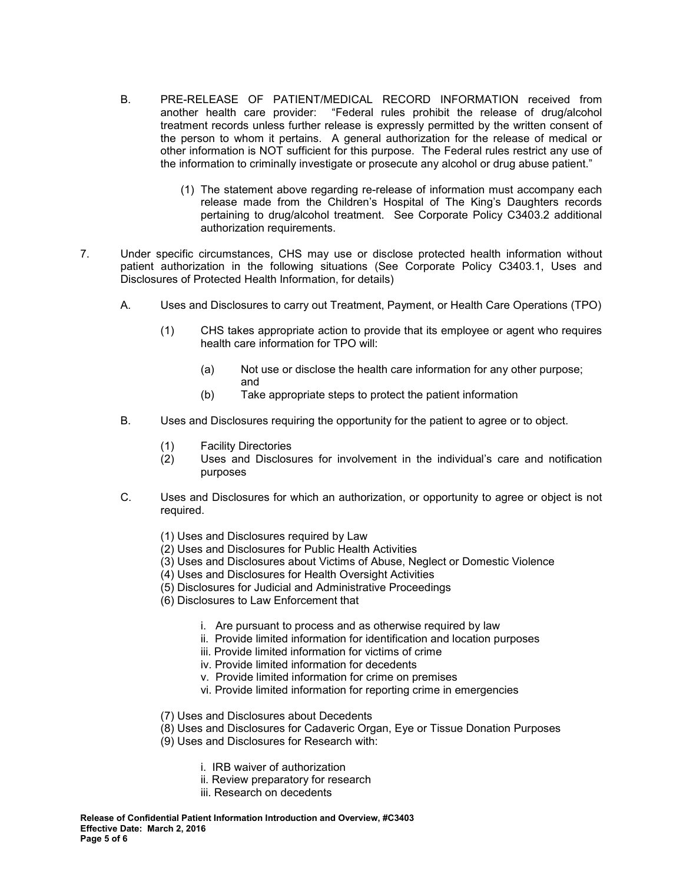B. PRE-RELEASE OF PATIENT/MEDICAL RECORD INFORMATION received from another health care provider: "Federal rules prohibit the release of drug/alcohol treatment records unless further release is expressly permitted by the written consent of the person to whom it pertains. A general authorization for the release of medical or other information is NOT sufficient for this purpose. The Federal rules restrict any use of the information to criminally investigate or prosecute any alcohol or drug abuse patient."

   (1) The statement above regarding re-release of information must accompany each release made from the Children's Hospital of The King's Daughters records pertaining to drug/alcohol treatment. See Corporate Policy C3403.2 additional authorization requirements.

7. Under specific circumstances, CHS may use or disclose protected health information without patient authorization in the following situations (See Corporate Policy C3403.1, Uses and Disclosures of Protected Health Information, for details)

   A. Uses and Disclosures to carry out Treatment, Payment, or Health Care Operations (TPO)

      (1) CHS takes appropriate action to provide that its employee or agent who requires health care information for TPO will:

         (a) Not use or disclose the health care information for any other purpose; and
         (b) Take appropriate steps to protect the patient information

   B. Uses and Disclosures requiring the opportunity for the patient to agree or to object.

      (1) Facility Directories
      (2) Uses and Disclosures for involvement in the individual's care and notification purposes

   C. Uses and Disclosures for which an authorization, or opportunity to agree or object is not required.

      (1) Uses and Disclosures required by Law
      (2) Uses and Disclosures for Public Health Activities
      (3) Uses and Disclosures about Victims of Abuse, Neglect or Domestic Violence
      (4) Uses and Disclosures for Health Oversight Activities
      (5) Disclosures for Judicial and Administrative Proceedings
      (6) Disclosures to Law Enforcement that

         i. Are pursuant to process and as otherwise required by law
         ii. Provide limited information for identification and location purposes
         iii. Provide limited information for victims of crime
         iv. Provide limited information for decedents
         v. Provide limited information for crime on premises
         vi. Provide limited information for reporting crime in emergencies

      (7) Uses and Disclosures about Decedents
      (8) Uses and Disclosures for Cadaveric Organ, Eye or Tissue Donation Purposes
      (9) Uses and Disclosures for Research with:

         i. IRB waiver of authorization
         ii. Review preparatory for research
         iii. Research on decedents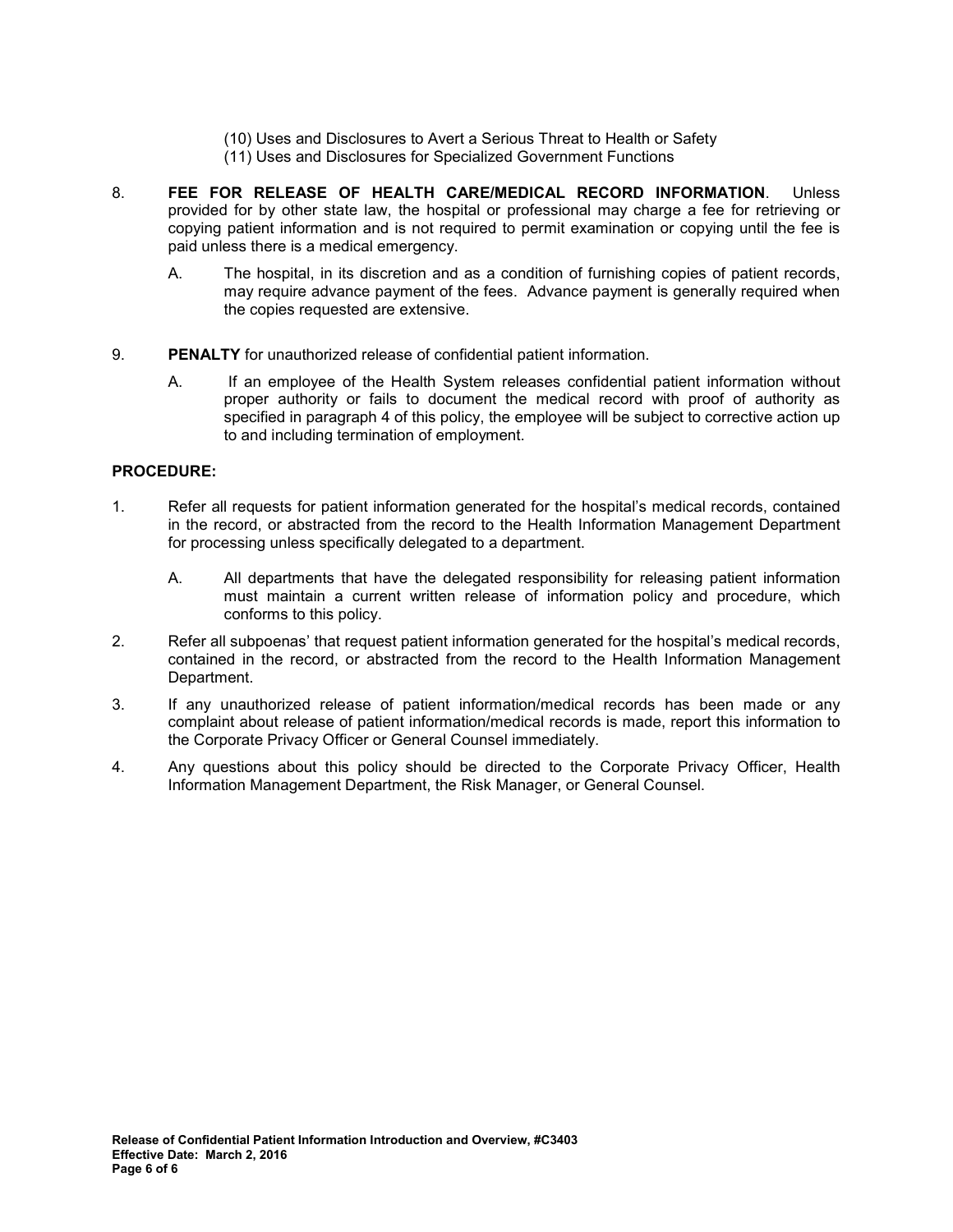(10) Uses and Disclosures to Avert a Serious Threat to Health or Safety
(11) Uses and Disclosures for Specialized Government Functions

8. **FEE FOR RELEASE OF HEALTH CARE/MEDICAL RECORD INFORMATION**. Unless provided for by other state law, the hospital or professional may charge a fee for retrieving or copying patient information and is not required to permit examination or copying until the fee is paid unless there is a medical emergency.

   A. The hospital, in its discretion and as a condition of furnishing copies of patient records, may require advance payment of the fees. Advance payment is generally required when the copies requested are extensive.

9. **PENALTY** for unauthorized release of confidential patient information.

   A. If an employee of the Health System releases confidential patient information without proper authority or fails to document the medical record with proof of authority as specified in paragraph 4 of this policy, the employee will be subject to corrective action up to and including termination of employment.

**PROCEDURE:**

1. Refer all requests for patient information generated for the hospital's medical records, contained in the record, or abstracted from the record to the Health Information Management Department for processing unless specifically delegated to a department.

   A. All departments that have the delegated responsibility for releasing patient information must maintain a current written release of information policy and procedure, which conforms to this policy.

2. Refer all subpoenas' that request patient information generated for the hospital's medical records, contained in the record, or abstracted from the record to the Health Information Management Department.

3. If any unauthorized release of patient information/medical records has been made or any complaint about release of patient information/medical records is made, report this information to the Corporate Privacy Officer or General Counsel immediately.

4. Any questions about this policy should be directed to the Corporate Privacy Officer, Health Information Management Department, the Risk Manager, or General Counsel.